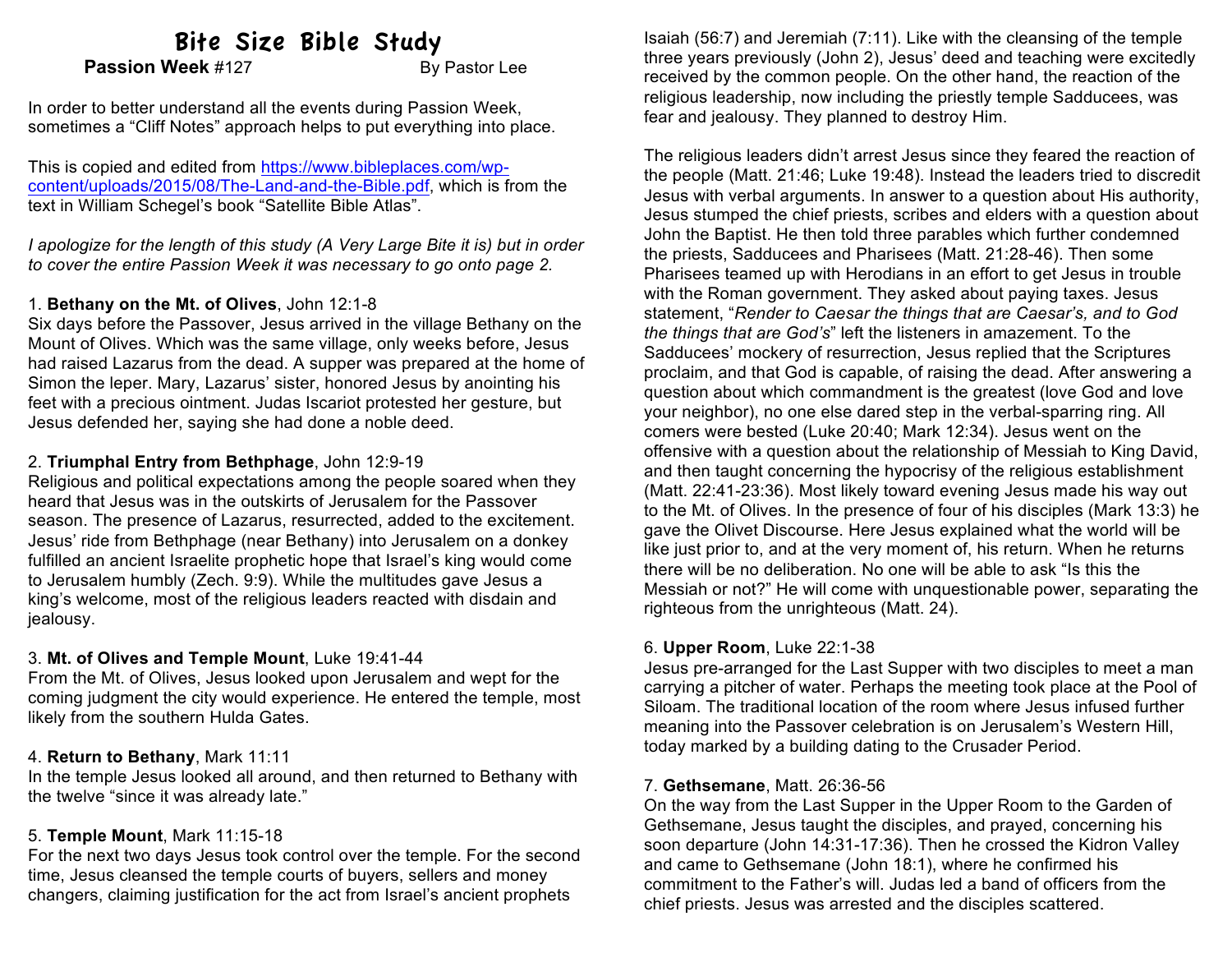# Bite Size Bible Study

**Passion Week** #127 By Pastor Lee

In order to better understand all the events during Passion Week, sometimes a "Cliff Notes" approach helps to put everything into place.

This is copied and edited from [https://www.bibleplaces.com/wp-content/uploads/2015/08/The-Land-and-the-Bible.pdf](https://www.bibleplaces.com/wp-content/uploads/2015/08/The-Land-and-the-Bible.pdf), which is from the text in William Schegel's book "Satellite Bible Atlas".

*I apologize for the length of this study (A Very Large Bite it is) but in order to cover the entire Passion Week it was necessary to go onto page 2.*

1. **Bethany on the Mt. of Olives**, John 12:1-8
Six days before the Passover, Jesus arrived in the village Bethany on the Mount of Olives. Which was the same village, only weeks before, Jesus had raised Lazarus from the dead. A supper was prepared at the home of Simon the leper. Mary, Lazarus' sister, honored Jesus by anointing his feet with a precious ointment. Judas Iscariot protested her gesture, but Jesus defended her, saying she had done a noble deed.

2. **Triumphal Entry from Bethphage**, John 12:9-19
Religious and political expectations among the people soared when they heard that Jesus was in the outskirts of Jerusalem for the Passover season. The presence of Lazarus, resurrected, added to the excitement. Jesus' ride from Bethphage (near Bethany) into Jerusalem on a donkey fulfilled an ancient Israelite prophetic hope that Israel's king would come to Jerusalem humbly (Zech. 9:9). While the multitudes gave Jesus a king's welcome, most of the religious leaders reacted with disdain and jealousy.

3. **Mt. of Olives and Temple Mount**, Luke 19:41-44
From the Mt. of Olives, Jesus looked upon Jerusalem and wept for the coming judgment the city would experience. He entered the temple, most likely from the southern Hulda Gates.

4. **Return to Bethany**, Mark 11:11
In the temple Jesus looked all around, and then returned to Bethany with the twelve "since it was already late."

5. **Temple Mount**, Mark 11:15-18
For the next two days Jesus took control over the temple. For the second time, Jesus cleansed the temple courts of buyers, sellers and money changers, claiming justification for the act from Israel's ancient prophets Isaiah (56:7) and Jeremiah (7:11). Like with the cleansing of the temple three years previously (John 2), Jesus' deed and teaching were excitedly received by the common people. On the other hand, the reaction of the religious leadership, now including the priestly temple Sadducees, was fear and jealousy. They planned to destroy Him.

The religious leaders didn't arrest Jesus since they feared the reaction of the people (Matt. 21:46; Luke 19:48). Instead the leaders tried to discredit Jesus with verbal arguments. In answer to a question about His authority, Jesus stumped the chief priests, scribes and elders with a question about John the Baptist. He then told three parables which further condemned the priests, Sadducees and Pharisees (Matt. 21:28-46). Then some Pharisees teamed up with Herodians in an effort to get Jesus in trouble with the Roman government. They asked about paying taxes. Jesus statement, "*Render to Caesar the things that are Caesar's, and to God the things that are God's*" left the listeners in amazement. To the Sadducees' mockery of resurrection, Jesus replied that the Scriptures proclaim, and that God is capable, of raising the dead. After answering a question about which commandment is the greatest (love God and love your neighbor), no one else dared step in the verbal-sparring ring. All comers were bested (Luke 20:40; Mark 12:34). Jesus went on the offensive with a question about the relationship of Messiah to King David, and then taught concerning the hypocrisy of the religious establishment (Matt. 22:41-23:36). Most likely toward evening Jesus made his way out to the Mt. of Olives. In the presence of four of his disciples (Mark 13:3) he gave the Olivet Discourse. Here Jesus explained what the world will be like just prior to, and at the very moment of, his return. When he returns there will be no deliberation. No one will be able to ask "Is this the Messiah or not?" He will come with unquestionable power, separating the righteous from the unrighteous (Matt. 24).

6. **Upper Room**, Luke 22:1-38
Jesus pre-arranged for the Last Supper with two disciples to meet a man carrying a pitcher of water. Perhaps the meeting took place at the Pool of Siloam. The traditional location of the room where Jesus infused further meaning into the Passover celebration is on Jerusalem's Western Hill, today marked by a building dating to the Crusader Period.

7. **Gethsemane**, Matt. 26:36-56
On the way from the Last Supper in the Upper Room to the Garden of Gethsemane, Jesus taught the disciples, and prayed, concerning his soon departure (John 14:31-17:36). Then he crossed the Kidron Valley and came to Gethsemane (John 18:1), where he confirmed his commitment to the Father's will. Judas led a band of officers from the chief priests. Jesus was arrested and the disciples scattered.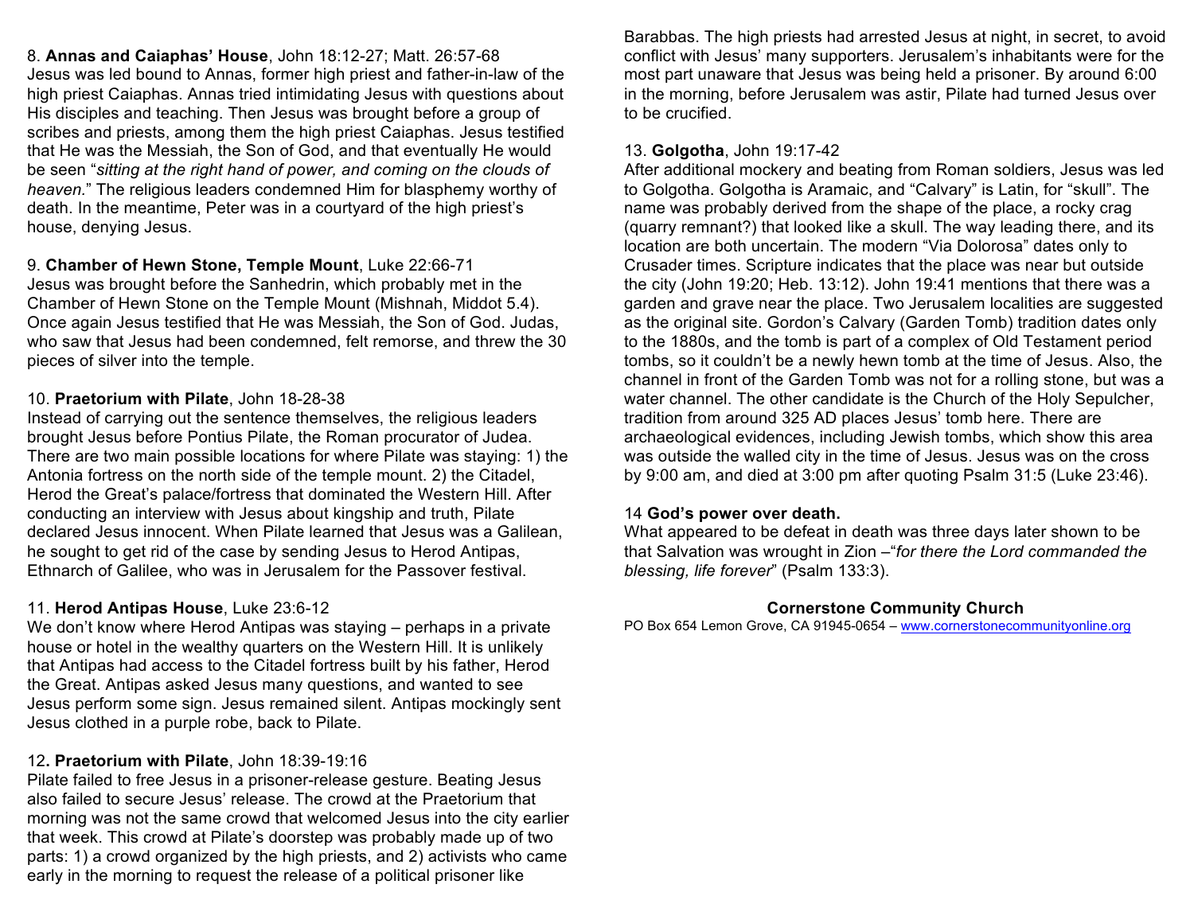8. **Annas and Caiaphas' House**, John 18:12-27; Matt. 26:57-68
Jesus was led bound to Annas, former high priest and father-in-law of the high priest Caiaphas. Annas tried intimidating Jesus with questions about His disciples and teaching. Then Jesus was brought before a group of scribes and priests, among them the high priest Caiaphas. Jesus testified that He was the Messiah, the Son of God, and that eventually He would be seen "*sitting at the right hand of power, and coming on the clouds of heaven.*" The religious leaders condemned Him for blasphemy worthy of death. In the meantime, Peter was in a courtyard of the high priest's house, denying Jesus.

9. **Chamber of Hewn Stone, Temple Mount**, Luke 22:66-71
Jesus was brought before the Sanhedrin, which probably met in the Chamber of Hewn Stone on the Temple Mount (Mishnah, Middot 5.4). Once again Jesus testified that He was Messiah, the Son of God. Judas, who saw that Jesus had been condemned, felt remorse, and threw the 30 pieces of silver into the temple.

10. **Praetorium with Pilate**, John 18-28-38
Instead of carrying out the sentence themselves, the religious leaders brought Jesus before Pontius Pilate, the Roman procurator of Judea. There are two main possible locations for where Pilate was staying: 1) the Antonia fortress on the north side of the temple mount. 2) the Citadel, Herod the Great's palace/fortress that dominated the Western Hill. After conducting an interview with Jesus about kingship and truth, Pilate declared Jesus innocent. When Pilate learned that Jesus was a Galilean, he sought to get rid of the case by sending Jesus to Herod Antipas, Ethnarch of Galilee, who was in Jerusalem for the Passover festival.

11. **Herod Antipas House**, Luke 23:6-12
We don't know where Herod Antipas was staying – perhaps in a private house or hotel in the wealthy quarters on the Western Hill. It is unlikely that Antipas had access to the Citadel fortress built by his father, Herod the Great. Antipas asked Jesus many questions, and wanted to see Jesus perform some sign. Jesus remained silent. Antipas mockingly sent Jesus clothed in a purple robe, back to Pilate.

12**. Praetorium with Pilate**, John 18:39-19:16
Pilate failed to free Jesus in a prisoner-release gesture. Beating Jesus also failed to secure Jesus' release. The crowd at the Praetorium that morning was not the same crowd that welcomed Jesus into the city earlier that week. This crowd at Pilate's doorstep was probably made up of two parts: 1) a crowd organized by the high priests, and 2) activists who came early in the morning to request the release of a political prisoner like Barabbas. The high priests had arrested Jesus at night, in secret, to avoid conflict with Jesus' many supporters. Jerusalem's inhabitants were for the most part unaware that Jesus was being held a prisoner. By around 6:00 in the morning, before Jerusalem was astir, Pilate had turned Jesus over to be crucified.

13. **Golgotha**, John 19:17-42
After additional mockery and beating from Roman soldiers, Jesus was led to Golgotha. Golgotha is Aramaic, and "Calvary" is Latin, for "skull". The name was probably derived from the shape of the place, a rocky crag (quarry remnant?) that looked like a skull. The way leading there, and its location are both uncertain. The modern "Via Dolorosa" dates only to Crusader times. Scripture indicates that the place was near but outside the city (John 19:20; Heb. 13:12). John 19:41 mentions that there was a garden and grave near the place. Two Jerusalem localities are suggested as the original site. Gordon's Calvary (Garden Tomb) tradition dates only to the 1880s, and the tomb is part of a complex of Old Testament period tombs, so it couldn't be a newly hewn tomb at the time of Jesus. Also, the channel in front of the Garden Tomb was not for a rolling stone, but was a water channel. The other candidate is the Church of the Holy Sepulcher, tradition from around 325 AD places Jesus' tomb here. There are archaeological evidences, including Jewish tombs, which show this area was outside the walled city in the time of Jesus. Jesus was on the cross by 9:00 am, and died at 3:00 pm after quoting Psalm 31:5 (Luke 23:46).

14 **God's power over death.**
What appeared to be defeat in death was three days later shown to be that Salvation was wrought in Zion –"*for there the Lord commanded the blessing, life forever*" (Psalm 133:3).

**Cornerstone Community Church**
PO Box 654 Lemon Grove, CA 91945-0654 – www.cornerstonecommunityonline.org